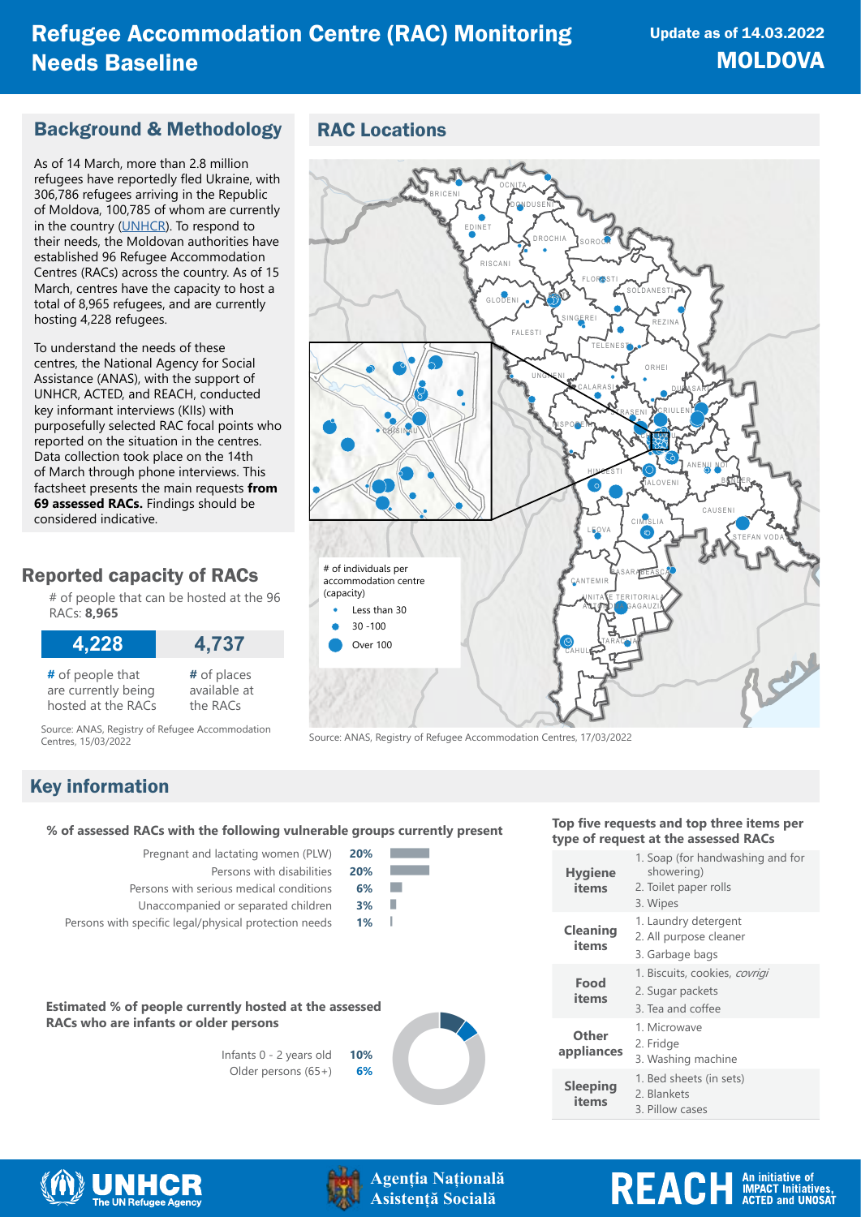# Refugee Accommodation Centre (RAC) Monitoring Needs Baseline

Update as of 14.03.2022

**MOLDOVA**

## Background & Methodology

As of 14 March, more than 2.8 million refugees have reportedly fled Ukraine, with 306,786 refugees arriving in the Republic of Moldova, 100,785 of whom are currently in the country (UNHCR). To respond to their needs, the Moldovan authorities have established 96 Refugee Accommodation Centres (RACs) across the country. As of 15 March, centres have the capacity to host a total of 8,965 refugees, and are currently hosting 4,228 refugees.

To understand the needs of these centres, the National Agency for Social Assistance (ANAS), with the support of UNHCR, ACTED, and REACH, conducted key informant interviews (KIIs) with purposefully selected RAC focal points who reported on the situation in the centres. Data collection took place on the 14th of March through phone interviews. This factsheet presents the main requests **from 69 assessed RACs.** Findings should be considered indicative.

## Reported capacity of RACs

\# of people that can be hosted at the 96 RACs: **8,965**

| 4,228 | 4,737 |
|---|---|
| **#** of people that are currently being hosted at the RACs | **#** of places available at the RACs |

Source: ANAS, Registry of Refugee Accommodation Centres, 15/03/2022

## RAC Locations

\# of individuals per accommodation centre (capacity)

- Less than 30
- 30 -100
- Over 100

Source: ANAS, Registry of Refugee Accommodation Centres, 17/03/2022

## Key information

**% of assessed RACs with the following vulnerable groups currently present**

| Group | % |
|---|---|
| Pregnant and lactating women (PLW) | 20% |
| Persons with disabilities | 20% |
| Persons with serious medical conditions | 6% |
| Unaccompanied or separated children | 3% |
| Persons with specific legal/physical protection needs | 1% |

**Estimated % of people currently hosted at the assessed RACs who are infants or older persons**

| Group | % |
|---|---|
| Infants 0 - 2 years old | 10% |
| Older persons (65+) | 6% |

**Top five requests and top three items per type of request at the assessed RACs**

| Type of request | Items |
|---|---|
| **Hygiene items** | 1. Soap (for handwashing and for showering)<br>2. Toilet paper rolls<br>3. Wipes |
| **Cleaning items** | 1. Laundry detergent<br>2. All purpose cleaner<br>3. Garbage bags |
| **Food items** | 1. Biscuits, cookies, *covrigi*<br>2. Sugar packets<br>3. Tea and coffee |
| **Other appliances** | 1. Microwave<br>2. Fridge<br>3. Washing machine |
| **Sleeping items** | 1. Bed sheets (in sets)<br>2. Blankets<br>3. Pillow cases |

UNHCR The UN Refugee Agency | Agenția Națională Asistență Socială | REACH An initiative of IMPACT Initiatives, ACTED and UNOSAT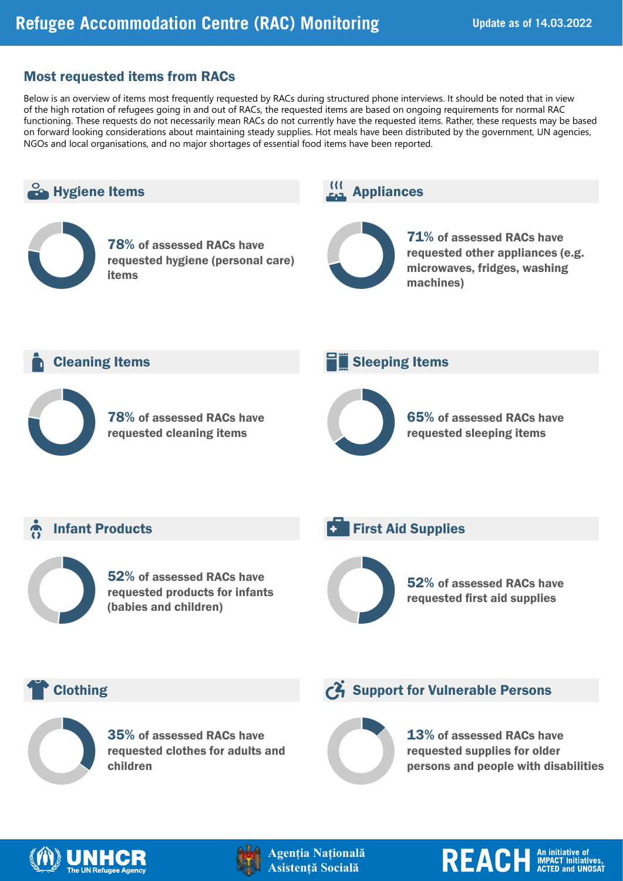# Refugee Accommodation Centre (RAC) Monitoring

Update as of 14.03.2022

## Most requested items from RACs

Below is an overview of items most frequently requested by RACs during structured phone interviews. It should be noted that in view of the high rotation of refugees going in and out of RACs, the requested items are based on ongoing requirements for normal RAC functioning. These requests do not necessarily mean RACs do not currently have the requested items. Rather, these requests may be based on forward looking considerations about maintaining steady supplies. Hot meals have been distributed by the government, UN agencies, NGOs and local organisations, and no major shortages of essential food items have been reported.

### Hygiene Items

**78%** of assessed RACs have requested hygiene (personal care) items

### Appliances

**71%** of assessed RACs have requested other appliances (e.g. microwaves, fridges, washing machines)

### Cleaning Items

**78%** of assessed RACs have requested cleaning items

### Sleeping Items

**65%** of assessed RACs have requested sleeping items

### Infant Products

**52%** of assessed RACs have requested products for infants (babies and children)

### First Aid Supplies

**52%** of assessed RACs have requested first aid supplies

### Clothing

**35%** of assessed RACs have requested clothes for adults and children

### Support for Vulnerable Persons

**13%** of assessed RACs have requested supplies for older persons and people with disabilities

UNHCR The UN Refugee Agency

Agenția Națională Asistență Socială

REACH An initiative of IMPACT Initiatives, ACTED and UNOSAT